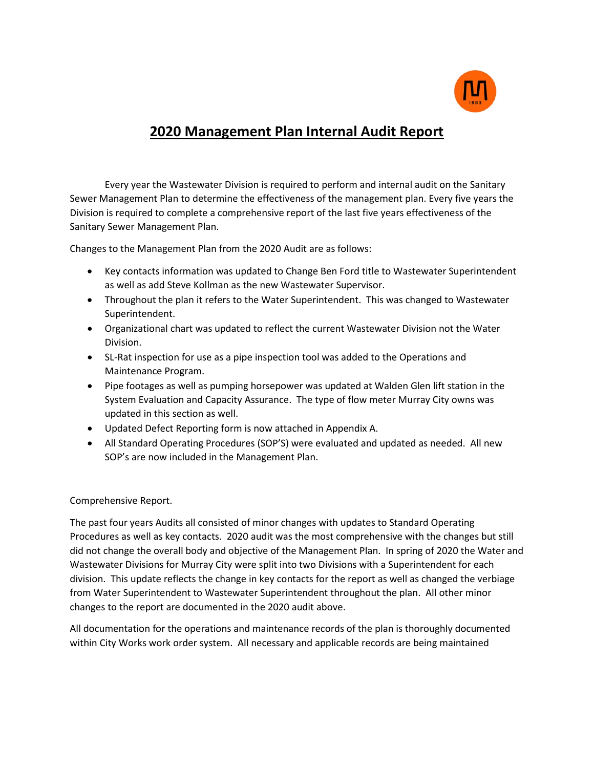# 2020 Management Plan Internal Audit Report

Every year the Wastewater Division is required to perform and internal audit on the Sanitary Sewer Management Plan to determine the effectiveness of the management plan. Every five years the Division is required to complete a comprehensive report of the last five years effectiveness of the Sanitary Sewer Management Plan.

Changes to the Management Plan from the 2020 Audit are as follows:

- Key contacts information was updated to Change Ben Ford title to Wastewater Superintendent as well as add Steve Kollman as the new Wastewater Supervisor.
- Throughout the plan it refers to the Water Superintendent. This was changed to Wastewater Superintendent.
- Organizational chart was updated to reflect the current Wastewater Division not the Water Division.
- SL-Rat inspection for use as a pipe inspection tool was added to the Operations and Maintenance Program.
- Pipe footages as well as pumping horsepower was updated at Walden Glen lift station in the System Evaluation and Capacity Assurance. The type of flow meter Murray City owns was updated in this section as well.
- Updated Defect Reporting form is now attached in Appendix A.
- All Standard Operating Procedures (SOP'S) were evaluated and updated as needed. All new SOP's are now included in the Management Plan.

Comprehensive Report.

The past four years Audits all consisted of minor changes with updates to Standard Operating Procedures as well as key contacts. 2020 audit was the most comprehensive with the changes but still did not change the overall body and objective of the Management Plan. In spring of 2020 the Water and Wastewater Divisions for Murray City were split into two Divisions with a Superintendent for each division. This update reflects the change in key contacts for the report as well as changed the verbiage from Water Superintendent to Wastewater Superintendent throughout the plan. All other minor changes to the report are documented in the 2020 audit above.

All documentation for the operations and maintenance records of the plan is thoroughly documented within City Works work order system. All necessary and applicable records are being maintained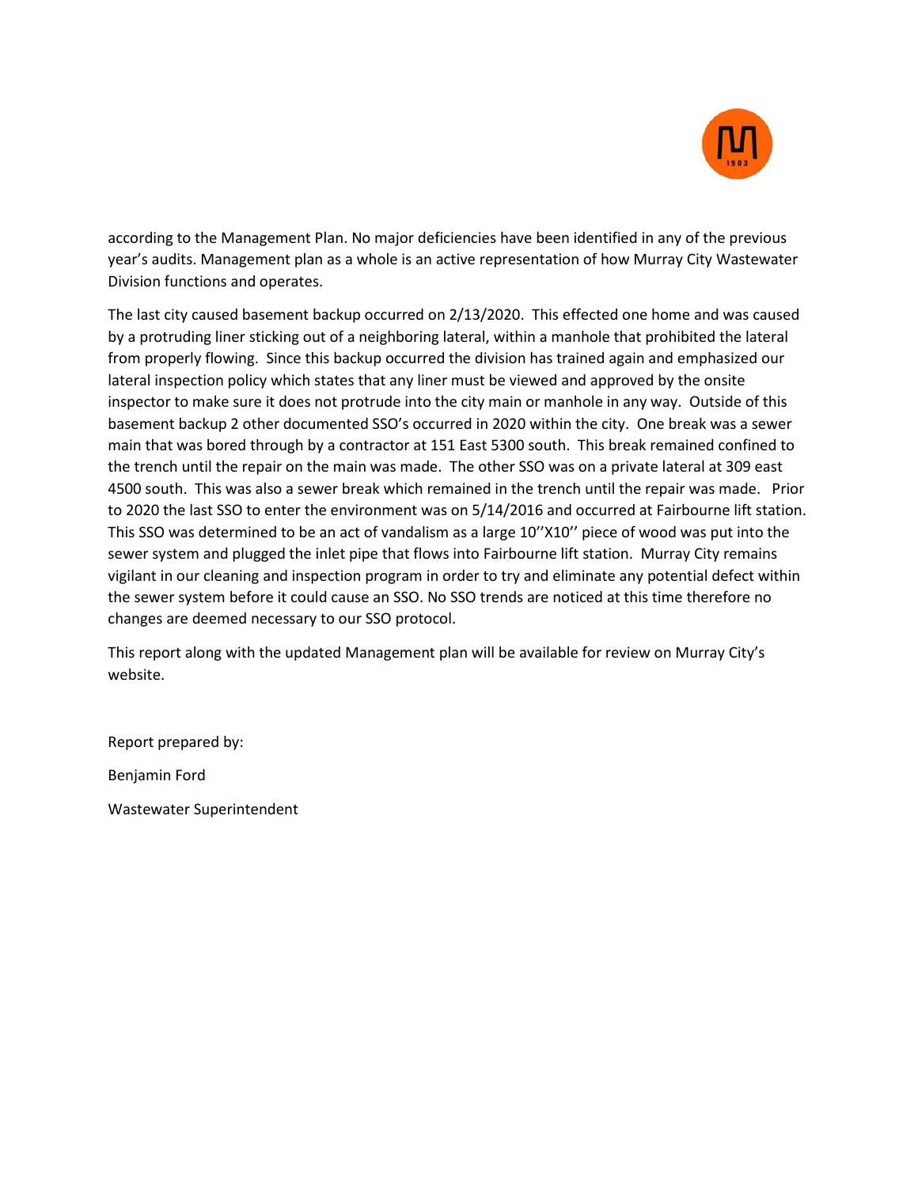according to the Management Plan. No major deficiencies have been identified in any of the previous year's audits. Management plan as a whole is an active representation of how Murray City Wastewater Division functions and operates.

The last city caused basement backup occurred on 2/13/2020. This effected one home and was caused by a protruding liner sticking out of a neighboring lateral, within a manhole that prohibited the lateral from properly flowing. Since this backup occurred the division has trained again and emphasized our lateral inspection policy which states that any liner must be viewed and approved by the onsite inspector to make sure it does not protrude into the city main or manhole in any way. Outside of this basement backup 2 other documented SSO's occurred in 2020 within the city. One break was a sewer main that was bored through by a contractor at 151 East 5300 south. This break remained confined to the trench until the repair on the main was made. The other SSO was on a private lateral at 309 east 4500 south. This was also a sewer break which remained in the trench until the repair was made. Prior to 2020 the last SSO to enter the environment was on 5/14/2016 and occurred at Fairbourne lift station. This SSO was determined to be an act of vandalism as a large 10''X10'' piece of wood was put into the sewer system and plugged the inlet pipe that flows into Fairbourne lift station. Murray City remains vigilant in our cleaning and inspection program in order to try and eliminate any potential defect within the sewer system before it could cause an SSO. No SSO trends are noticed at this time therefore no changes are deemed necessary to our SSO protocol.

This report along with the updated Management plan will be available for review on Murray City's website.

Report prepared by:

Benjamin Ford

Wastewater Superintendent